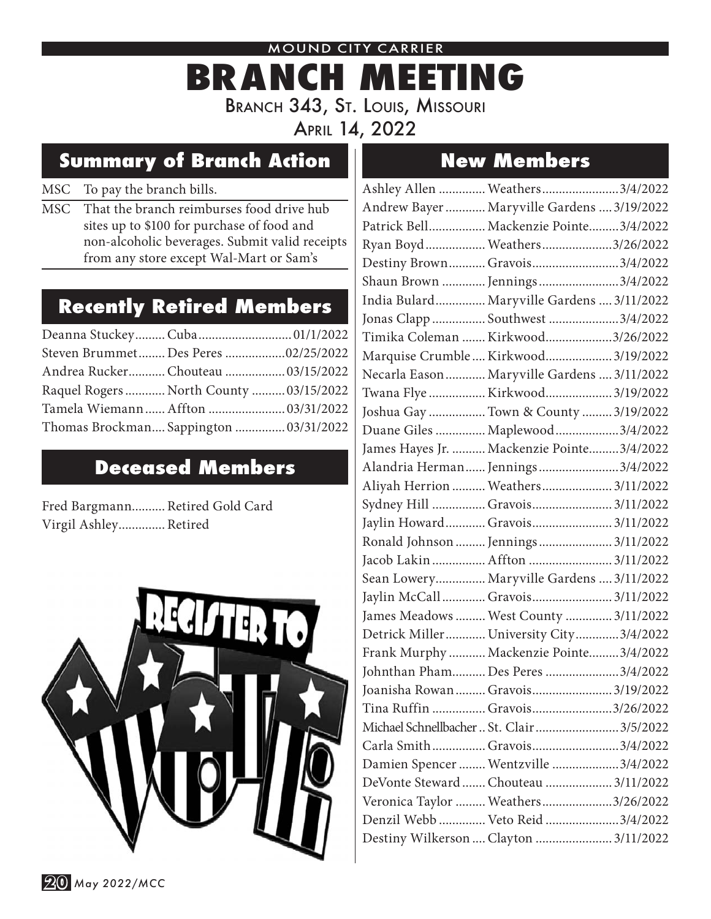# BRANCH MEETING

Branch 343, St. Louis, Missouri

April 14, 2022

## Summary of Branch Action

| | |
|---|---|
| MSC | To pay the branch bills. |
| MSC | That the branch reimburses food drive hub sites up to $100 for purchase of food and non-alcoholic beverages. Submit valid receipts from any store except Wal-Mart or Sam's |

## Recently Retired Members

| Name | Station | Date |
|---|---|---|
| Deanna Stuckey | Cuba | 01/1/2022 |
| Steven Brummet | Des Peres | 02/25/2022 |
| Andrea Rucker | Chouteau | 03/15/2022 |
| Raquel Rogers | North County | 03/15/2022 |
| Tamela Wiemann | Affton | 03/31/2022 |
| Thomas Brockman | Sappington | 03/31/2022 |

## Deceased Members

| Name | Status |
|---|---|
| Fred Bargmann | Retired Gold Card |
| Virgil Ashley | Retired |

## New Members

| Name | Station | Date |
|---|---|---|
| Ashley Allen | Weathers | 3/4/2022 |
| Andrew Bayer | Maryville Gardens | 3/19/2022 |
| Patrick Bell | Mackenzie Pointe | 3/4/2022 |
| Ryan Boyd | Weathers | 3/26/2022 |
| Destiny Brown | Gravois | 3/4/2022 |
| Shaun Brown | Jennings | 3/4/2022 |
| India Bulard | Maryville Gardens | 3/11/2022 |
| Jonas Clapp | Southwest | 3/4/2022 |
| Timika Coleman | Kirkwood | 3/26/2022 |
| Marquise Crumble | Kirkwood | 3/19/2022 |
| Necarla Eason | Maryville Gardens | 3/11/2022 |
| Twana Flye | Kirkwood | 3/19/2022 |
| Joshua Gay | Town & County | 3/19/2022 |
| Duane Giles | Maplewood | 3/4/2022 |
| James Hayes Jr. | Mackenzie Pointe | 3/4/2022 |
| Alandria Herman | Jennings | 3/4/2022 |
| Aliyah Herrion | Weathers | 3/11/2022 |
| Sydney Hill | Gravois | 3/11/2022 |
| Jaylin Howard | Gravois | 3/11/2022 |
| Ronald Johnson | Jennings | 3/11/2022 |
| Jacob Lakin | Affton | 3/11/2022 |
| Sean Lowery | Maryville Gardens | 3/11/2022 |
| Jaylin McCall | Gravois | 3/11/2022 |
| James Meadows | West County | 3/11/2022 |
| Detrick Miller | University City | 3/4/2022 |
| Frank Murphy | Mackenzie Pointe | 3/4/2022 |
| Johnthan Pham | Des Peres | 3/4/2022 |
| Joanisha Rowan | Gravois | 3/19/2022 |
| Tina Ruffin | Gravois | 3/26/2022 |
| Michael Schnellbacher | St. Clair | 3/5/2022 |
| Carla Smith | Gravois | 3/4/2022 |
| Damien Spencer | Wentzville | 3/4/2022 |
| DeVonte Steward | Chouteau | 3/11/2022 |
| Veronica Taylor | Weathers | 3/26/2022 |
| Denzil Webb | Veto Reid | 3/4/2022 |
| Destiny Wilkerson | Clayton | 3/11/2022 |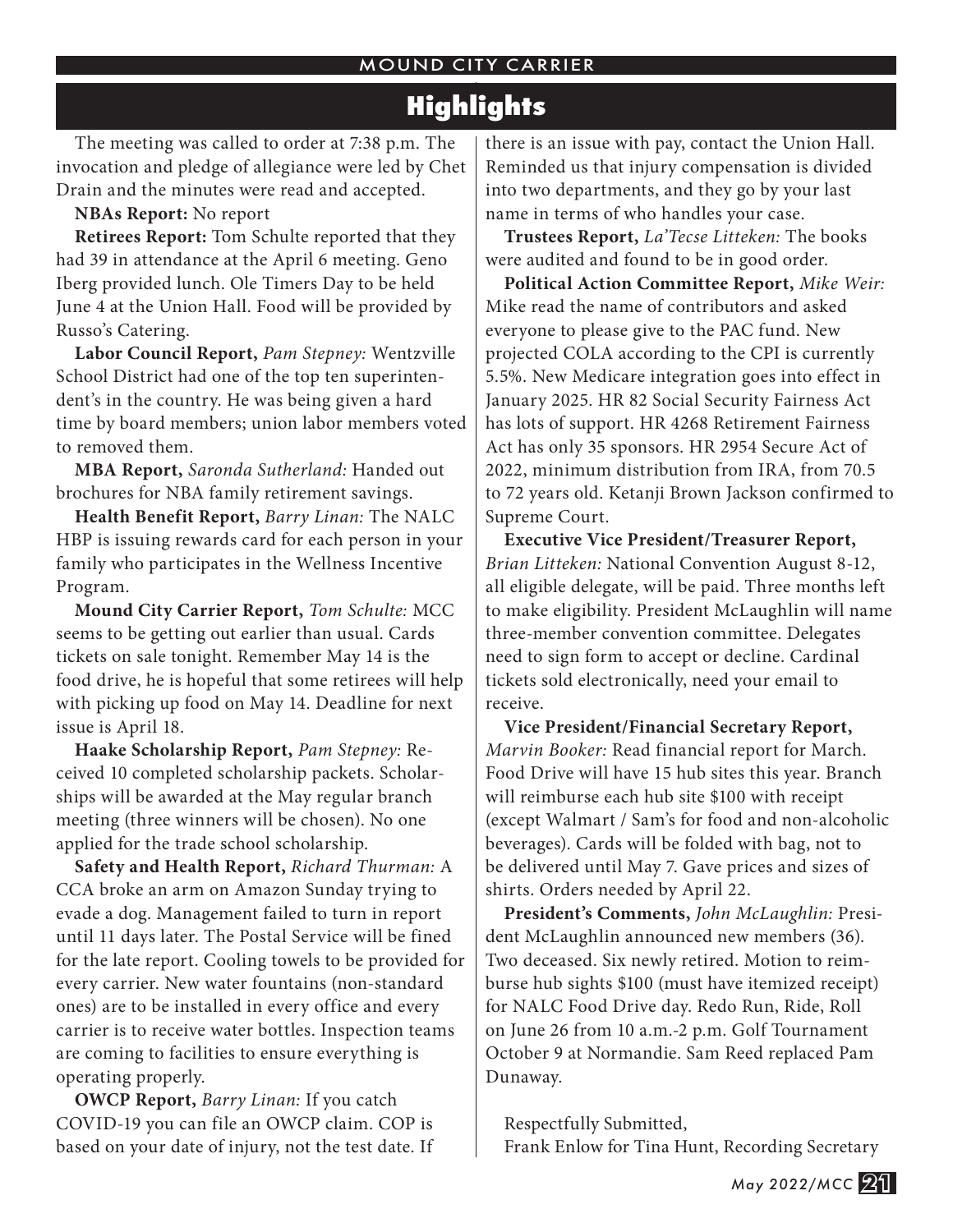# Highlights

The meeting was called to order at 7:38 p.m. The invocation and pledge of allegiance were led by Chet Drain and the minutes were read and accepted.

**NBAs Report:** No report

**Retirees Report:** Tom Schulte reported that they had 39 in attendance at the April 6 meeting. Geno Iberg provided lunch. Ole Timers Day to be held June 4 at the Union Hall. Food will be provided by Russo's Catering.

**Labor Council Report,** *Pam Stepney:* Wentzville School District had one of the top ten superintendent's in the country. He was being given a hard time by board members; union labor members voted to removed them.

**MBA Report,** *Saronda Sutherland:* Handed out brochures for NBA family retirement savings.

**Health Benefit Report,** *Barry Linan:* The NALC HBP is issuing rewards card for each person in your family who participates in the Wellness Incentive Program.

**Mound City Carrier Report,** *Tom Schulte:* MCC seems to be getting out earlier than usual. Cards tickets on sale tonight. Remember May 14 is the food drive, he is hopeful that some retirees will help with picking up food on May 14. Deadline for next issue is April 18.

**Haake Scholarship Report,** *Pam Stepney:* Received 10 completed scholarship packets. Scholarships will be awarded at the May regular branch meeting (three winners will be chosen). No one applied for the trade school scholarship.

**Safety and Health Report,** *Richard Thurman:* A CCA broke an arm on Amazon Sunday trying to evade a dog. Management failed to turn in report until 11 days later. The Postal Service will be fined for the late report. Cooling towels to be provided for every carrier. New water fountains (non-standard ones) are to be installed in every office and every carrier is to receive water bottles. Inspection teams are coming to facilities to ensure everything is operating properly.

**OWCP Report,** *Barry Linan:* If you catch COVID-19 you can file an OWCP claim. COP is based on your date of injury, not the test date. If there is an issue with pay, contact the Union Hall. Reminded us that injury compensation is divided into two departments, and they go by your last name in terms of who handles your case.

**Trustees Report,** *La'Tecse Litteken:* The books were audited and found to be in good order.

**Political Action Committee Report,** *Mike Weir:* Mike read the name of contributors and asked everyone to please give to the PAC fund. New projected COLA according to the CPI is currently 5.5%. New Medicare integration goes into effect in January 2025. HR 82 Social Security Fairness Act has lots of support. HR 4268 Retirement Fairness Act has only 35 sponsors. HR 2954 Secure Act of 2022, minimum distribution from IRA, from 70.5 to 72 years old. Ketanji Brown Jackson confirmed to Supreme Court.

**Executive Vice President/Treasurer Report,** *Brian Litteken:* National Convention August 8-12, all eligible delegate, will be paid. Three months left to make eligibility. President McLaughlin will name three-member convention committee. Delegates need to sign form to accept or decline. Cardinal tickets sold electronically, need your email to receive.

**Vice President/Financial Secretary Report,** *Marvin Booker:* Read financial report for March. Food Drive will have 15 hub sites this year. Branch will reimburse each hub site $100 with receipt (except Walmart / Sam's for food and non-alcoholic beverages). Cards will be folded with bag, not to be delivered until May 7. Gave prices and sizes of shirts. Orders needed by April 22.

**President's Comments,** *John McLaughlin:* President McLaughlin announced new members (36). Two deceased. Six newly retired. Motion to reimburse hub sights $100 (must have itemized receipt) for NALC Food Drive day. Redo Run, Ride, Roll on June 26 from 10 a.m.-2 p.m. Golf Tournament October 9 at Normandie. Sam Reed replaced Pam Dunaway.

Respectfully Submitted,
Frank Enlow for Tina Hunt, Recording Secretary